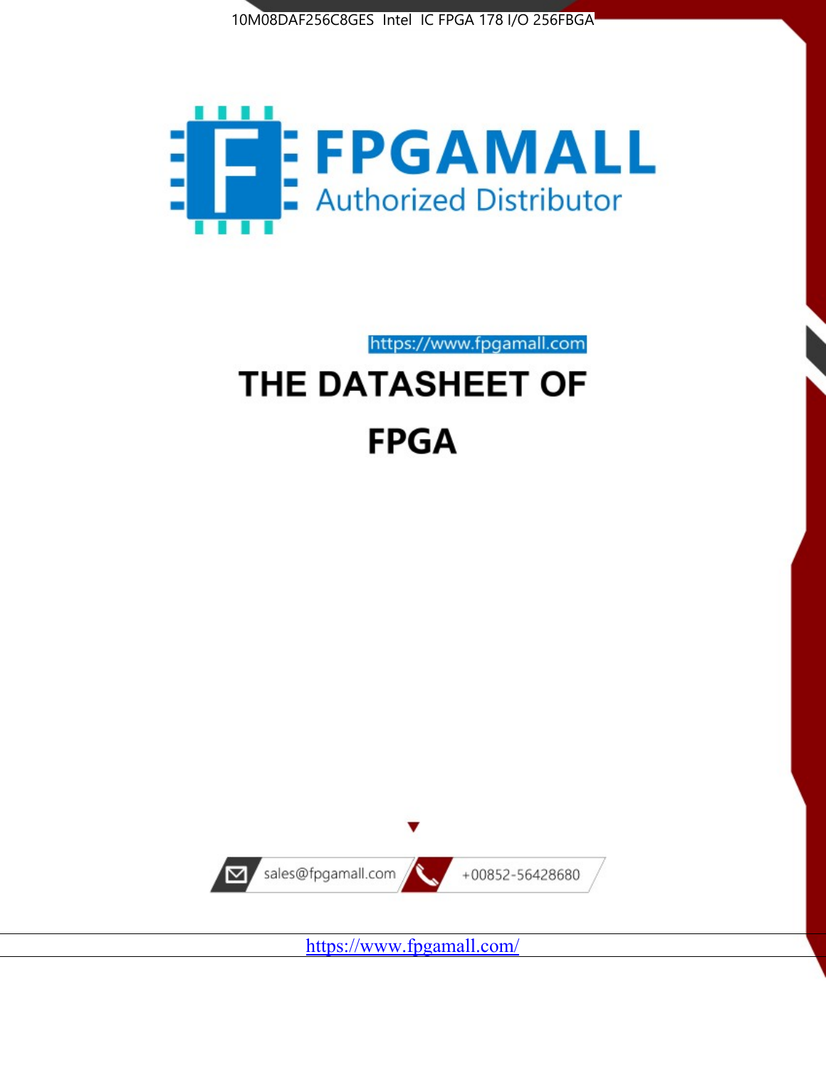10M08DAF256C8GES Intel IC FPGA 178 I/O 256FBGA

FPGAMALL

Authorized Distributor

https://www.fpgamall.com

# THE DATASHEET OF FPGA

sales@fpgamall.com

+00852-56428680

https://www.fpgamall.com/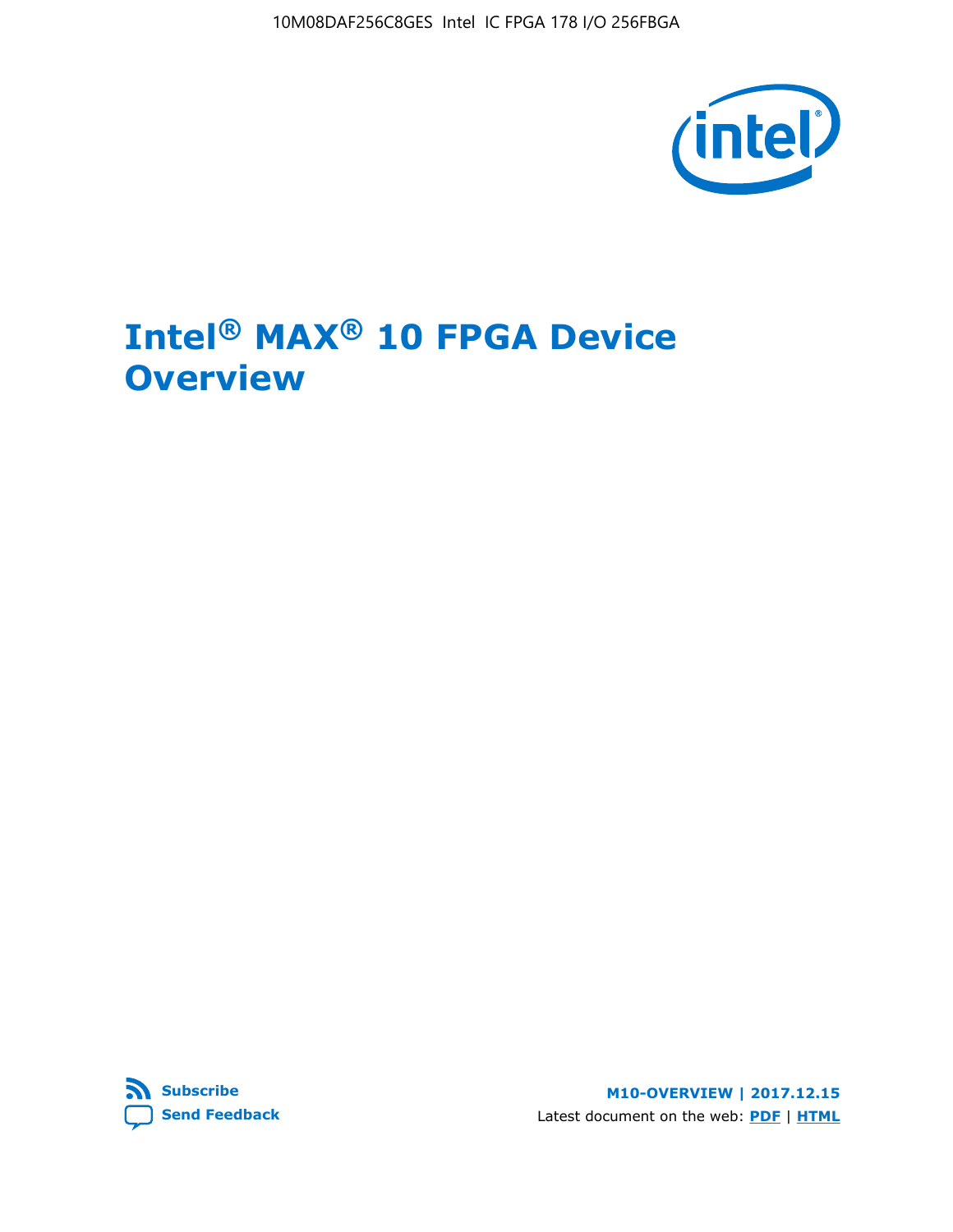# Intel® MAX® 10 FPGA Device Overview

**Subscribe**
**Send Feedback**

**M10-OVERVIEW | 2017.12.15**

Latest document on the web: **PDF** | **HTML**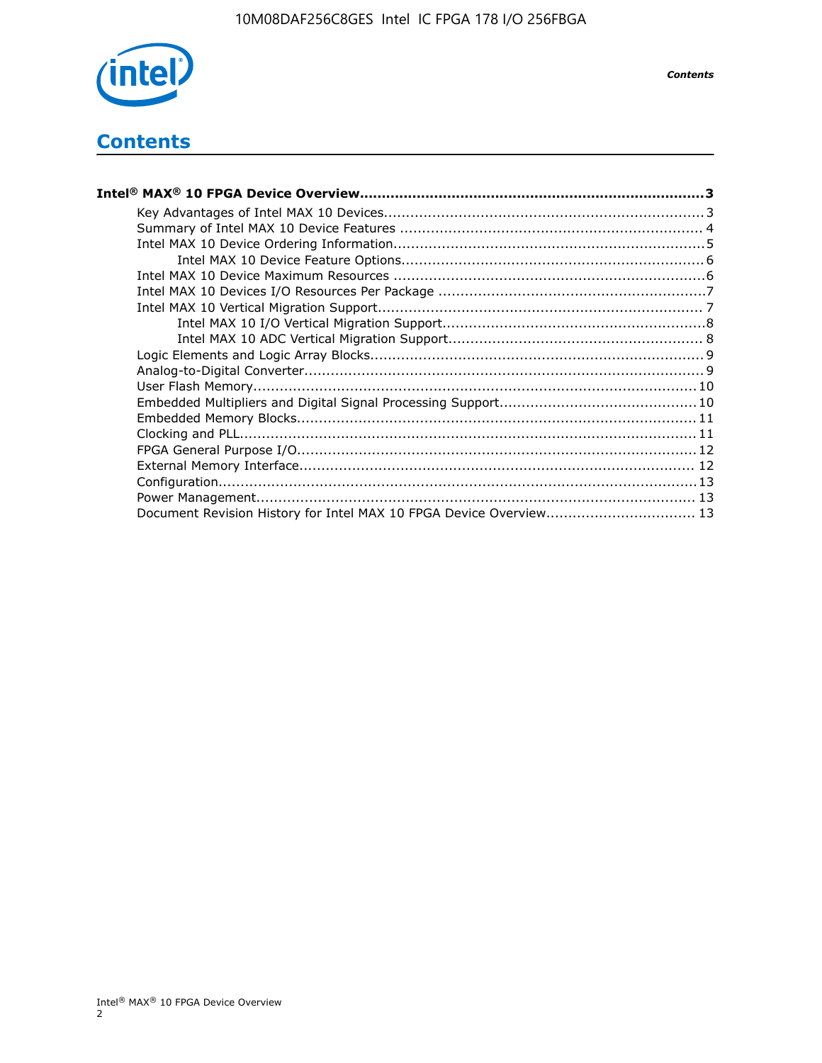# Contents

**Intel® MAX® 10 FPGA Device Overview............................................................................3**

- Key Advantages of Intel MAX 10 Devices........................................................................3
- Summary of Intel MAX 10 Device Features ....................................................................4
- Intel MAX 10 Device Ordering Information.......................................................................5
    - Intel MAX 10 Device Feature Options.....................................................................6
- Intel MAX 10 Device Maximum Resources .......................................................................6
- Intel MAX 10 Devices I/O Resources Per Package ............................................................7
- Intel MAX 10 Vertical Migration Support.........................................................................7
    - Intel MAX 10 I/O Vertical Migration Support...........................................................8
    - Intel MAX 10 ADC Vertical Migration Support.........................................................8
- Logic Elements and Logic Array Blocks...........................................................................9
- Analog-to-Digital Converter..........................................................................................9
- User Flash Memory....................................................................................................10
- Embedded Multipliers and Digital Signal Processing Support............................................10
- Embedded Memory Blocks..........................................................................................11
- Clocking and PLL.......................................................................................................11
- FPGA General Purpose I/O..........................................................................................12
- External Memory Interface.........................................................................................12
- Configuration............................................................................................................13
- Power Management...................................................................................................13
- Document Revision History for Intel MAX 10 FPGA Device Overview.................................13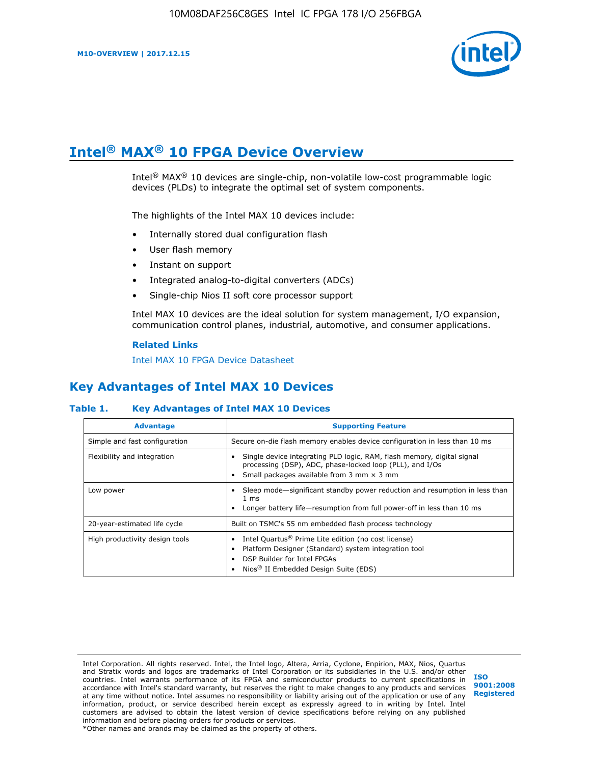# Intel® MAX® 10 FPGA Device Overview

Intel® MAX® 10 devices are single-chip, non-volatile low-cost programmable logic devices (PLDs) to integrate the optimal set of system components.

The highlights of the Intel MAX 10 devices include:

- Internally stored dual configuration flash
- User flash memory
- Instant on support
- Integrated analog-to-digital converters (ADCs)
- Single-chip Nios II soft core processor support

Intel MAX 10 devices are the ideal solution for system management, I/O expansion, communication control planes, industrial, automotive, and consumer applications.

**Related Links**

Intel MAX 10 FPGA Device Datasheet

## Key Advantages of Intel MAX 10 Devices

**Table 1. Key Advantages of Intel MAX 10 Devices**

| Advantage | Supporting Feature |
|---|---|
| Simple and fast configuration | Secure on-die flash memory enables device configuration in less than 10 ms |
| Flexibility and integration | • Single device integrating PLD logic, RAM, flash memory, digital signal processing (DSP), ADC, phase-locked loop (PLL), and I/Os<br>• Small packages available from 3 mm × 3 mm |
| Low power | • Sleep mode—significant standby power reduction and resumption in less than 1 ms<br>• Longer battery life—resumption from full power-off in less than 10 ms |
| 20-year-estimated life cycle | Built on TSMC's 55 nm embedded flash process technology |
| High productivity design tools | • Intel Quartus® Prime Lite edition (no cost license)<br>• Platform Designer (Standard) system integration tool<br>• DSP Builder for Intel FPGAs<br>• Nios® II Embedded Design Suite (EDS) |

Intel Corporation. All rights reserved. Intel, the Intel logo, Altera, Arria, Cyclone, Enpirion, MAX, Nios, Quartus and Stratix words and logos are trademarks of Intel Corporation or its subsidiaries in the U.S. and/or other countries. Intel warrants performance of its FPGA and semiconductor products to current specifications in accordance with Intel's standard warranty, but reserves the right to make changes to any products and services at any time without notice. Intel assumes no responsibility or liability arising out of the application or use of any information, product, or service described herein except as expressly agreed to in writing by Intel. Intel customers are advised to obtain the latest version of device specifications before relying on any published information and before placing orders for products or services.
*Other names and brands may be claimed as the property of others.

ISO 9001:2008 Registered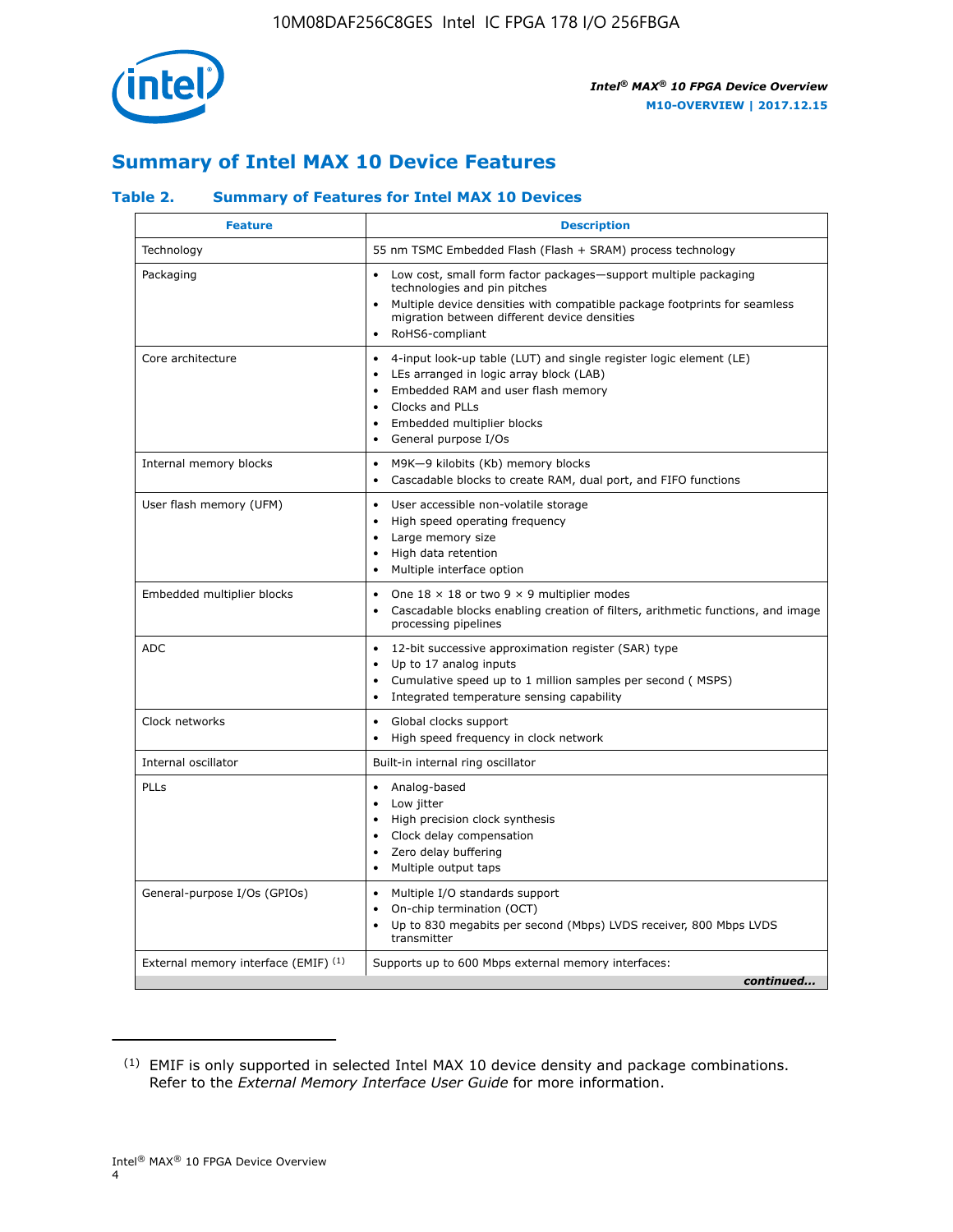## Summary of Intel MAX 10 Device Features

### Table 2. Summary of Features for Intel MAX 10 Devices

| Feature | Description |
| --- | --- |
| Technology | 55 nm TSMC Embedded Flash (Flash + SRAM) process technology |
| Packaging | • Low cost, small form factor packages—support multiple packaging technologies and pin pitches<br>• Multiple device densities with compatible package footprints for seamless migration between different device densities<br>• RoHS6-compliant |
| Core architecture | • 4-input look-up table (LUT) and single register logic element (LE)<br>• LEs arranged in logic array block (LAB)<br>• Embedded RAM and user flash memory<br>• Clocks and PLLs<br>• Embedded multiplier blocks<br>• General purpose I/Os |
| Internal memory blocks | • M9K—9 kilobits (Kb) memory blocks<br>• Cascadable blocks to create RAM, dual port, and FIFO functions |
| User flash memory (UFM) | • User accessible non-volatile storage<br>• High speed operating frequency<br>• Large memory size<br>• High data retention<br>• Multiple interface option |
| Embedded multiplier blocks | • One 18 × 18 or two 9 × 9 multiplier modes<br>• Cascadable blocks enabling creation of filters, arithmetic functions, and image processing pipelines |
| ADC | • 12-bit successive approximation register (SAR) type<br>• Up to 17 analog inputs<br>• Cumulative speed up to 1 million samples per second ( MSPS)<br>• Integrated temperature sensing capability |
| Clock networks | • Global clocks support<br>• High speed frequency in clock network |
| Internal oscillator | Built-in internal ring oscillator |
| PLLs | • Analog-based<br>• Low jitter<br>• High precision clock synthesis<br>• Clock delay compensation<br>• Zero delay buffering<br>• Multiple output taps |
| General-purpose I/Os (GPIOs) | • Multiple I/O standards support<br>• On-chip termination (OCT)<br>• Up to 830 megabits per second (Mbps) LVDS receiver, 800 Mbps LVDS transmitter |
| External memory interface (EMIF) [(1)] | Supports up to 600 Mbps external memory interfaces: |

*continued...*

(1) EMIF is only supported in selected Intel MAX 10 device density and package combinations. Refer to the *External Memory Interface User Guide* for more information.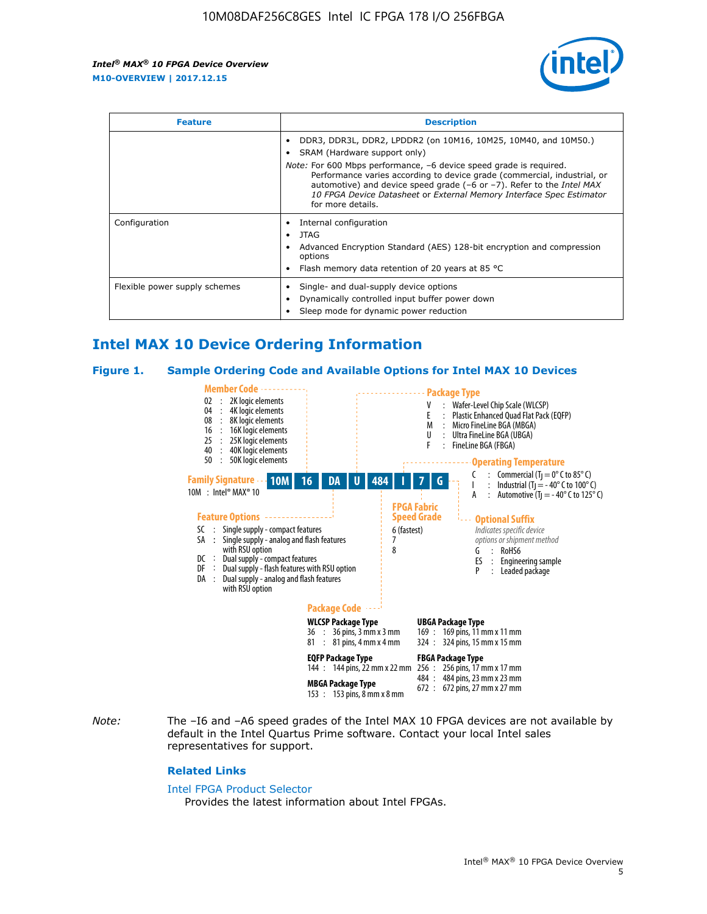| Feature | Description |
| --- | --- |
| | • DDR3, DDR3L, DDR2, LPDDR2 (on 10M16, 10M25, 10M40, and 10M50.)<br>• SRAM (Hardware support only)<br>*Note:* For 600 Mbps performance, –6 device speed grade is required. Performance varies according to device grade (commercial, industrial, or automotive) and device speed grade (–6 or –7). Refer to the *Intel MAX 10 FPGA Device Datasheet* or *External Memory Interface Spec Estimator* for more details. |
| Configuration | • Internal configuration<br>• JTAG<br>• Advanced Encryption Standard (AES) 128-bit encryption and compression options<br>• Flash memory data retention of 20 years at 85 °C |
| Flexible power supply schemes | • Single- and dual-supply device options<br>• Dynamically controlled input buffer power down<br>• Sleep mode for dynamic power reduction |

## Intel MAX 10 Device Ordering Information

### Figure 1. Sample Ordering Code and Available Options for Intel MAX 10 Devices

10M 16 DA U 484 I 7 G

**Member Code**
02 : 2K logic elements
04 : 4K logic elements
08 : 8K logic elements
16 : 16K logic elements
25 : 25K logic elements
40 : 40K logic elements
50 : 50K logic elements

**Family Signature**
10M : Intel® MAX® 10

**Feature Options**
SC : Single supply - compact features
SA : Single supply - analog and flash features with RSU option
DC : Dual supply - compact features
DF : Dual supply - flash features with RSU option
DA : Dual supply - analog and flash features with RSU option

**Package Type**
V : Wafer-Level Chip Scale (WLCSP)
E : Plastic Enhanced Quad Flat Pack (EQFP)
M : Micro FineLine BGA (MBGA)
U : Ultra FineLine BGA (UBGA)
F : FineLine BGA (FBGA)

**Operating Temperature**
C : Commercial ($T_J$ = 0° C to 85° C)
I : Industrial ($T_J$ = - 40° C to 100° C)
A : Automotive ($T_J$ = - 40° C to 125° C)

**FPGA Fabric Speed Grade**
6 (fastest)
7
8

**Optional Suffix**
*Indicates specific device options or shipment method*
G : RoHS6
ES : Engineering sample
P : Leaded package

**Package Code**

**WLCSP Package Type**
36 : 36 pins, 3 mm x 3 mm
81 : 81 pins, 4 mm x 4 mm

**EQFP Package Type**
144 : 144 pins, 22 mm x 22 mm

**MBGA Package Type**
153 : 153 pins, 8 mm x 8 mm

**UBGA Package Type**
169 : 169 pins, 11 mm x 11 mm
324 : 324 pins, 15 mm x 15 mm

**FBGA Package Type**
256 : 256 pins, 17 mm x 17 mm
484 : 484 pins, 23 mm x 23 mm
672 : 672 pins, 27 mm x 27 mm

*Note:* The –I6 and –A6 speed grades of the Intel MAX 10 FPGA devices are not available by default in the Intel Quartus Prime software. Contact your local Intel sales representatives for support.

### Related Links

Intel FPGA Product Selector
Provides the latest information about Intel FPGAs.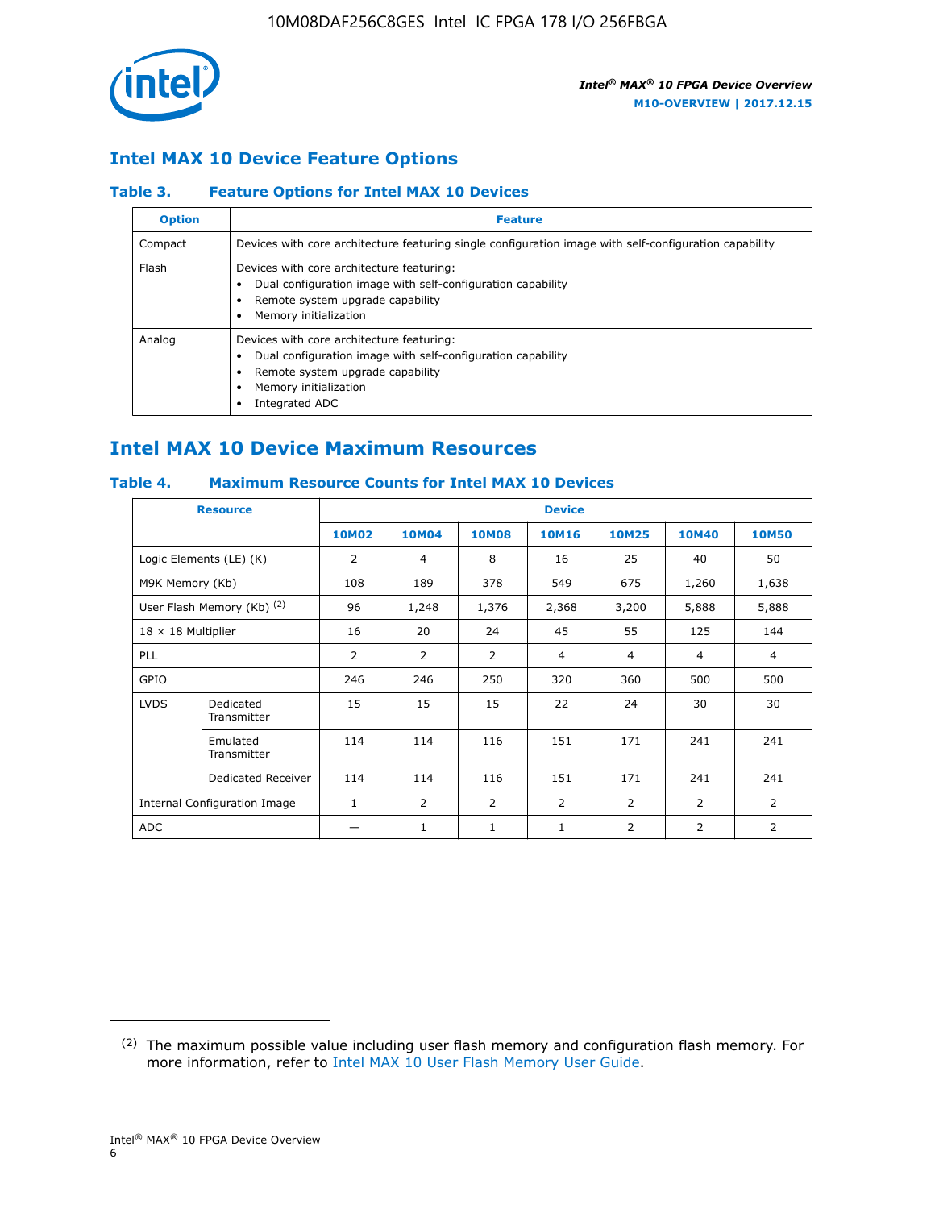## Intel MAX 10 Device Feature Options

### Table 3. Feature Options for Intel MAX 10 Devices

| Option | Feature |
|---|---|
| Compact | Devices with core architecture featuring single configuration image with self-configuration capability |
| Flash | Devices with core architecture featuring:<br>• Dual configuration image with self-configuration capability<br>• Remote system upgrade capability<br>• Memory initialization |
| Analog | Devices with core architecture featuring:<br>• Dual configuration image with self-configuration capability<br>• Remote system upgrade capability<br>• Memory initialization<br>• Integrated ADC |

## Intel MAX 10 Device Maximum Resources

### Table 4. Maximum Resource Counts for Intel MAX 10 Devices

| Resource | | Device | | | | | | |
|---|---|---|---|---|---|---|---|---|
| | | 10M02 | 10M04 | 10M08 | 10M16 | 10M25 | 10M40 | 10M50 |
| Logic Elements (LE) (K) | | 2 | 4 | 8 | 16 | 25 | 40 | 50 |
| M9K Memory (Kb) | | 108 | 189 | 378 | 549 | 675 | 1,260 | 1,638 |
| User Flash Memory (Kb) (2) | | 96 | 1,248 | 1,376 | 2,368 | 3,200 | 5,888 | 5,888 |
| 18 × 18 Multiplier | | 16 | 20 | 24 | 45 | 55 | 125 | 144 |
| PLL | | 2 | 2 | 2 | 4 | 4 | 4 | 4 |
| GPIO | | 246 | 246 | 250 | 320 | 360 | 500 | 500 |
| LVDS | Dedicated Transmitter | 15 | 15 | 15 | 22 | 24 | 30 | 30 |
| | Emulated Transmitter | 114 | 114 | 116 | 151 | 171 | 241 | 241 |
| | Dedicated Receiver | 114 | 114 | 116 | 151 | 171 | 241 | 241 |
| Internal Configuration Image | | 1 | 2 | 2 | 2 | 2 | 2 | 2 |
| ADC | | — | 1 | 1 | 1 | 2 | 2 | 2 |

(2) The maximum possible value including user flash memory and configuration flash memory. For more information, refer to Intel MAX 10 User Flash Memory User Guide.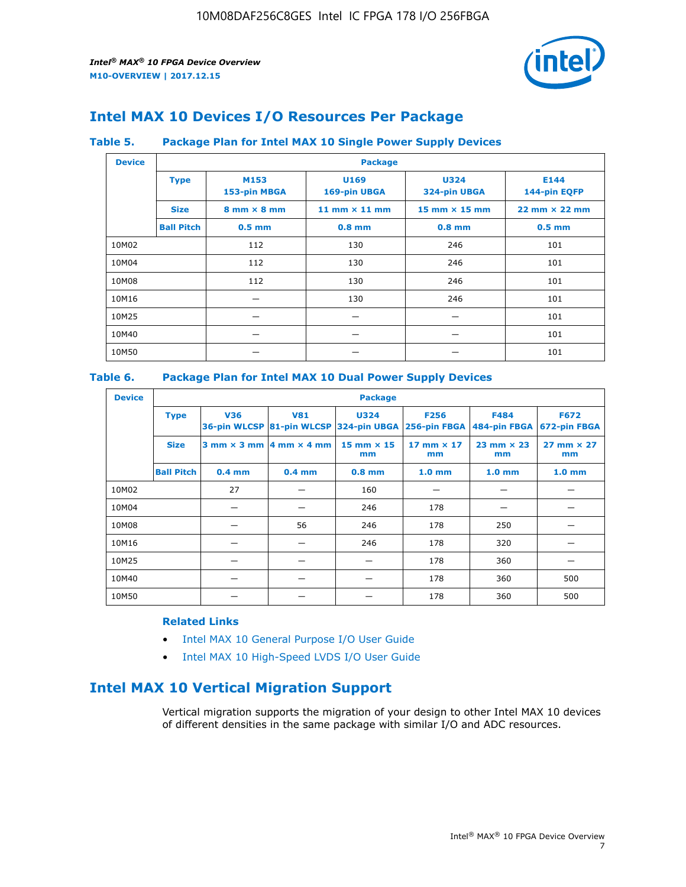## Intel MAX 10 Devices I/O Resources Per Package

### Table 5. Package Plan for Intel MAX 10 Single Power Supply Devices

| Device | Package | | | | |
|---|---|---|---|---|---|
| | **Type** | **M153** 153-pin MBGA | **U169** 169-pin UBGA | **U324** 324-pin UBGA | **E144** 144-pin EQFP |
| | **Size** | 8 mm × 8 mm | 11 mm × 11 mm | 15 mm × 15 mm | 22 mm × 22 mm |
| | **Ball Pitch** | 0.5 mm | 0.8 mm | 0.8 mm | 0.5 mm |
| 10M02 | | 112 | 130 | 246 | 101 |
| 10M04 | | 112 | 130 | 246 | 101 |
| 10M08 | | 112 | 130 | 246 | 101 |
| 10M16 | | — | 130 | 246 | 101 |
| 10M25 | | — | — | — | 101 |
| 10M40 | | — | — | — | 101 |
| 10M50 | | — | — | — | 101 |

### Table 6. Package Plan for Intel MAX 10 Dual Power Supply Devices

| Device | Package | | | | | | |
|---|---|---|---|---|---|---|---|
| | **Type** | **V36** 36-pin WLCSP | **V81** 81-pin WLCSP | **U324** 324-pin UBGA | **F256** 256-pin FBGA | **F484** 484-pin FBGA | **F672** 672-pin FBGA |
| | **Size** | 3 mm × 3 mm | 4 mm × 4 mm | 15 mm × 15 mm | 17 mm × 17 mm | 23 mm × 23 mm | 27 mm × 27 mm |
| | **Ball Pitch** | 0.4 mm | 0.4 mm | 0.8 mm | 1.0 mm | 1.0 mm | 1.0 mm |
| 10M02 | | 27 | — | 160 | — | — | — |
| 10M04 | | — | — | 246 | 178 | — | — |
| 10M08 | | — | 56 | 246 | 178 | 250 | — |
| 10M16 | | — | — | 246 | 178 | 320 | — |
| 10M25 | | — | — | — | 178 | 360 | — |
| 10M40 | | — | — | — | 178 | 360 | 500 |
| 10M50 | | — | — | — | 178 | 360 | 500 |

#### Related Links

- Intel MAX 10 General Purpose I/O User Guide
- Intel MAX 10 High-Speed LVDS I/O User Guide

## Intel MAX 10 Vertical Migration Support

Vertical migration supports the migration of your design to other Intel MAX 10 devices of different densities in the same package with similar I/O and ADC resources.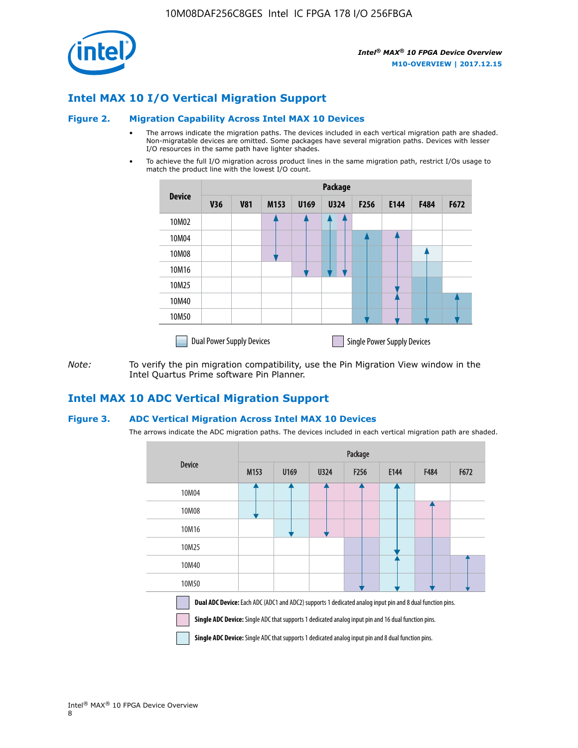## Intel MAX 10 I/O Vertical Migration Support

**Figure 2. Migration Capability Across Intel MAX 10 Devices**

- The arrows indicate the migration paths. The devices included in each vertical migration path are shaded. Non-migratable devices are omitted. Some packages have several migration paths. Devices with lesser I/O resources in the same path have lighter shades.
- To achieve the full I/O migration across product lines in the same migration path, restrict I/Os usage to match the product line with the lowest I/O count.

Device
Package
V36 V81 M153 U169 U324 F256 E144 F484 F672
10M02
10M04
10M08
10M16
10M25
10M40
10M50

Dual Power Supply Devices
Single Power Supply Devices

*Note:* To verify the pin migration compatibility, use the Pin Migration View window in the Intel Quartus Prime software Pin Planner.

## Intel MAX 10 ADC Vertical Migration Support

**Figure 3. ADC Vertical Migration Across Intel MAX 10 Devices**

The arrows indicate the ADC migration paths. The devices included in each vertical migration path are shaded.

Device
Package
M153 U169 U324 F256 E144 F484 F672
10M04
10M08
10M16
10M25
10M40
10M50

**Dual ADC Device:** Each ADC (ADC1 and ADC2) supports 1 dedicated analog input pin and 8 dual function pins.

**Single ADC Device:** Single ADC that supports 1 dedicated analog input pin and 16 dual function pins.

**Single ADC Device:** Single ADC that supports 1 dedicated analog input pin and 8 dual function pins.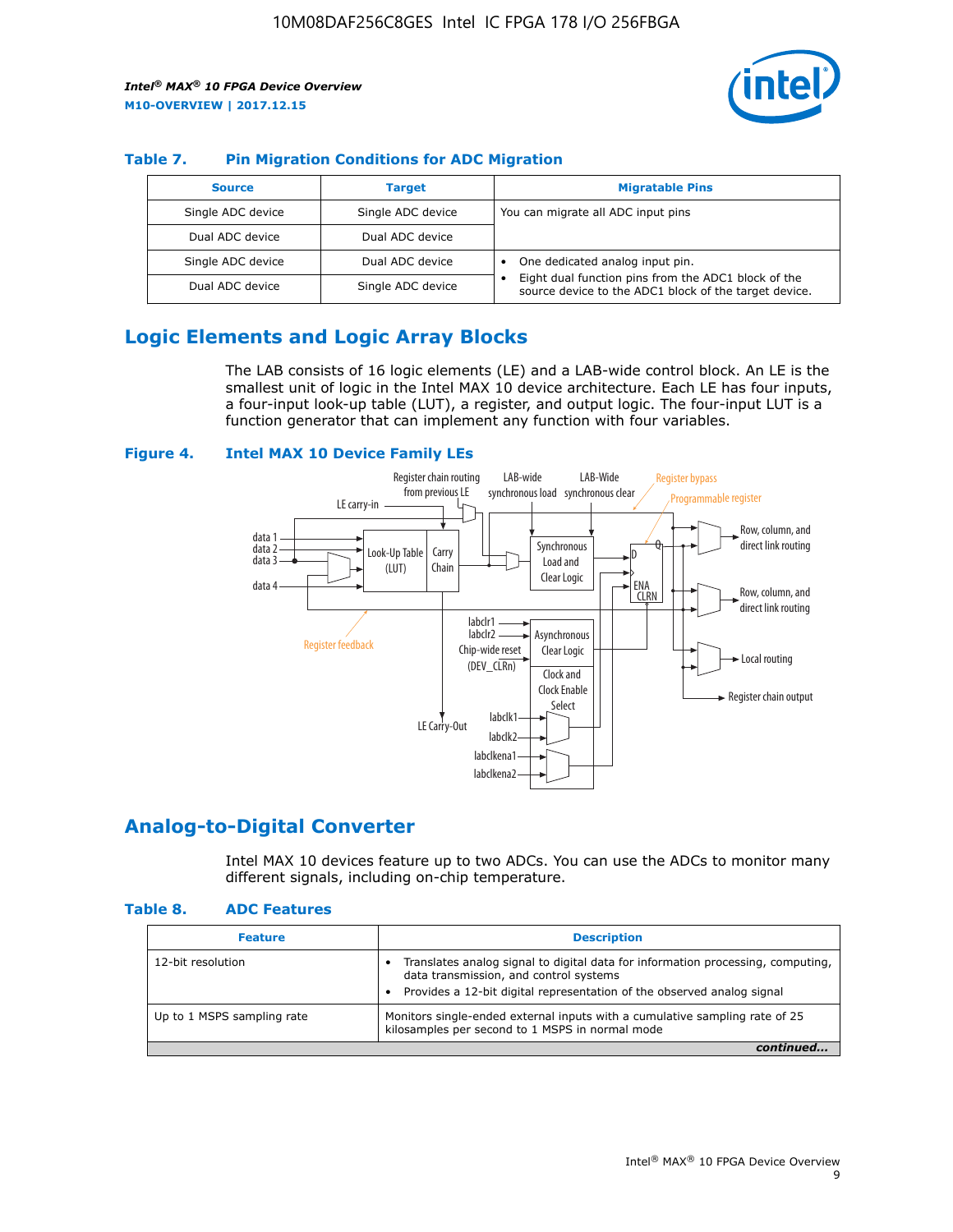### Table 7. Pin Migration Conditions for ADC Migration

| Source | Target | Migratable Pins |
|---|---|---|
| Single ADC device | Single ADC device | You can migrate all ADC input pins |
| Dual ADC device | Dual ADC device | |
| Single ADC device | Dual ADC device | • One dedicated analog input pin. • Eight dual function pins from the ADC1 block of the source device to the ADC1 block of the target device. |
| Dual ADC device | Single ADC device | |

## Logic Elements and Logic Array Blocks

The LAB consists of 16 logic elements (LE) and a LAB-wide control block. An LE is the smallest unit of logic in the Intel MAX 10 device architecture. Each LE has four inputs, a four-input look-up table (LUT), a register, and output logic. The four-input LUT is a function generator that can implement any function with four variables.

### Figure 4. Intel MAX 10 Device Family LEs

Register chain routing from previous LE
LAB-wide synchronous load
LAB-Wide synchronous clear
Register bypass
Programmable register
LE carry-in
data 1
data 2
data 3
data 4
Look-Up Table (LUT)
Carry Chain
Synchronous Load and Clear Logic
D
Q
ENA
CLRN
Row, column, and direct link routing
Row, column, and direct link routing
Local routing
Register chain output
Register feedback
labclr1
labclr2
Chip-wide reset (DEV_CLRn)
Asynchronous Clear Logic
Clock and Clock Enable Select
LE Carry-Out
labclk1
labclk2
labclkena1
labclkena2

## Analog-to-Digital Converter

Intel MAX 10 devices feature up to two ADCs. You can use the ADCs to monitor many different signals, including on-chip temperature.

### Table 8. ADC Features

| Feature | Description |
|---|---|
| 12-bit resolution | • Translates analog signal to digital data for information processing, computing, data transmission, and control systems • Provides a 12-bit digital representation of the observed analog signal |
| Up to 1 MSPS sampling rate | Monitors single-ended external inputs with a cumulative sampling rate of 25 kilosamples per second to 1 MSPS in normal mode |

*continued...*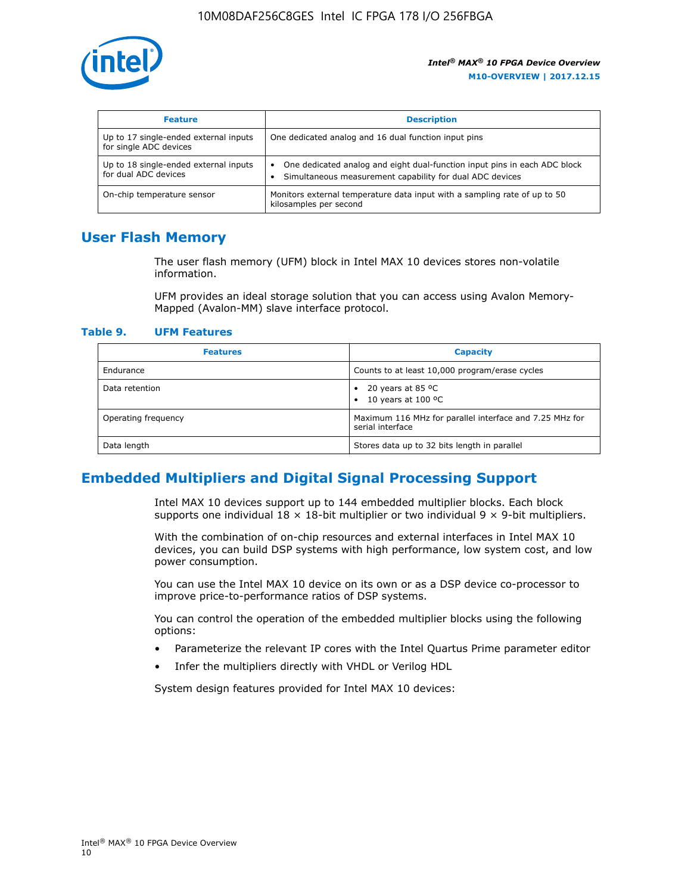| Feature | Description |
| --- | --- |
| Up to 17 single-ended external inputs for single ADC devices | One dedicated analog and 16 dual function input pins |
| Up to 18 single-ended external inputs for dual ADC devices | • One dedicated analog and eight dual-function input pins in each ADC block<br>• Simultaneous measurement capability for dual ADC devices |
| On-chip temperature sensor | Monitors external temperature data input with a sampling rate of up to 50 kilosamples per second |

## User Flash Memory

The user flash memory (UFM) block in Intel MAX 10 devices stores non-volatile information.

UFM provides an ideal storage solution that you can access using Avalon Memory-Mapped (Avalon-MM) slave interface protocol.

**Table 9. UFM Features**

| Features | Capacity |
| --- | --- |
| Endurance | Counts to at least 10,000 program/erase cycles |
| Data retention | • 20 years at 85 ºC<br>• 10 years at 100 ºC |
| Operating frequency | Maximum 116 MHz for parallel interface and 7.25 MHz for serial interface |
| Data length | Stores data up to 32 bits length in parallel |

## Embedded Multipliers and Digital Signal Processing Support

Intel MAX 10 devices support up to 144 embedded multiplier blocks. Each block supports one individual 18 × 18-bit multiplier or two individual 9 × 9-bit multipliers.

With the combination of on-chip resources and external interfaces in Intel MAX 10 devices, you can build DSP systems with high performance, low system cost, and low power consumption.

You can use the Intel MAX 10 device on its own or as a DSP device co-processor to improve price-to-performance ratios of DSP systems.

You can control the operation of the embedded multiplier blocks using the following options:

- Parameterize the relevant IP cores with the Intel Quartus Prime parameter editor
- Infer the multipliers directly with VHDL or Verilog HDL

System design features provided for Intel MAX 10 devices: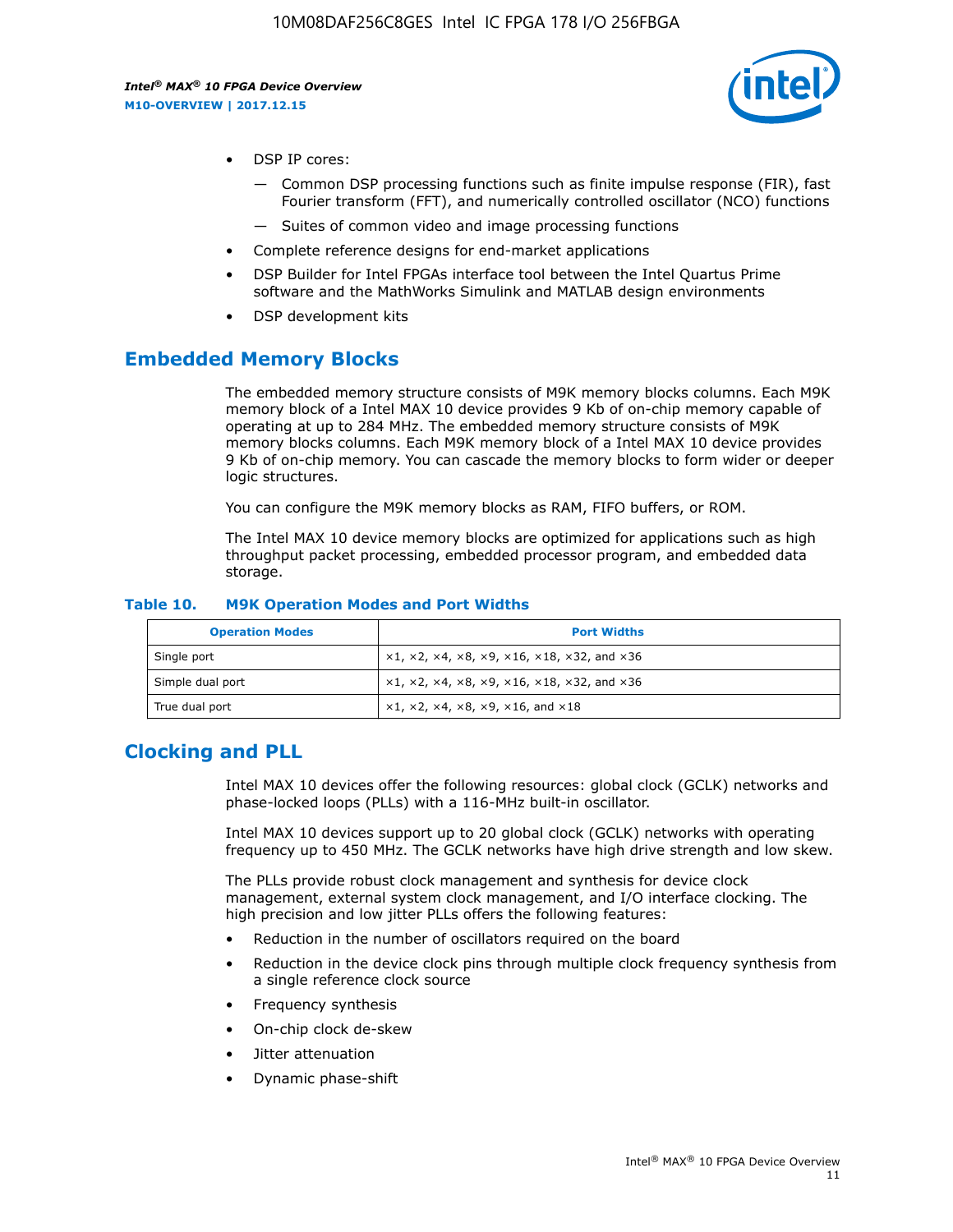- DSP IP cores:
  - — Common DSP processing functions such as finite impulse response (FIR), fast Fourier transform (FFT), and numerically controlled oscillator (NCO) functions
  - — Suites of common video and image processing functions
- Complete reference designs for end-market applications
- DSP Builder for Intel FPGAs interface tool between the Intel Quartus Prime software and the MathWorks Simulink and MATLAB design environments
- DSP development kits

## Embedded Memory Blocks

The embedded memory structure consists of M9K memory blocks columns. Each M9K memory block of a Intel MAX 10 device provides 9 Kb of on-chip memory capable of operating at up to 284 MHz. The embedded memory structure consists of M9K memory blocks columns. Each M9K memory block of a Intel MAX 10 device provides 9 Kb of on-chip memory. You can cascade the memory blocks to form wider or deeper logic structures.

You can configure the M9K memory blocks as RAM, FIFO buffers, or ROM.

The Intel MAX 10 device memory blocks are optimized for applications such as high throughput packet processing, embedded processor program, and embedded data storage.

**Table 10. M9K Operation Modes and Port Widths**

| Operation Modes | Port Widths |
|---|---|
| Single port | ×1, ×2, ×4, ×8, ×9, ×16, ×18, ×32, and ×36 |
| Simple dual port | ×1, ×2, ×4, ×8, ×9, ×16, ×18, ×32, and ×36 |
| True dual port | ×1, ×2, ×4, ×8, ×9, ×16, and ×18 |

## Clocking and PLL

Intel MAX 10 devices offer the following resources: global clock (GCLK) networks and phase-locked loops (PLLs) with a 116-MHz built-in oscillator.

Intel MAX 10 devices support up to 20 global clock (GCLK) networks with operating frequency up to 450 MHz. The GCLK networks have high drive strength and low skew.

The PLLs provide robust clock management and synthesis for device clock management, external system clock management, and I/O interface clocking. The high precision and low jitter PLLs offers the following features:

- Reduction in the number of oscillators required on the board
- Reduction in the device clock pins through multiple clock frequency synthesis from a single reference clock source
- Frequency synthesis
- On-chip clock de-skew
- Jitter attenuation
- Dynamic phase-shift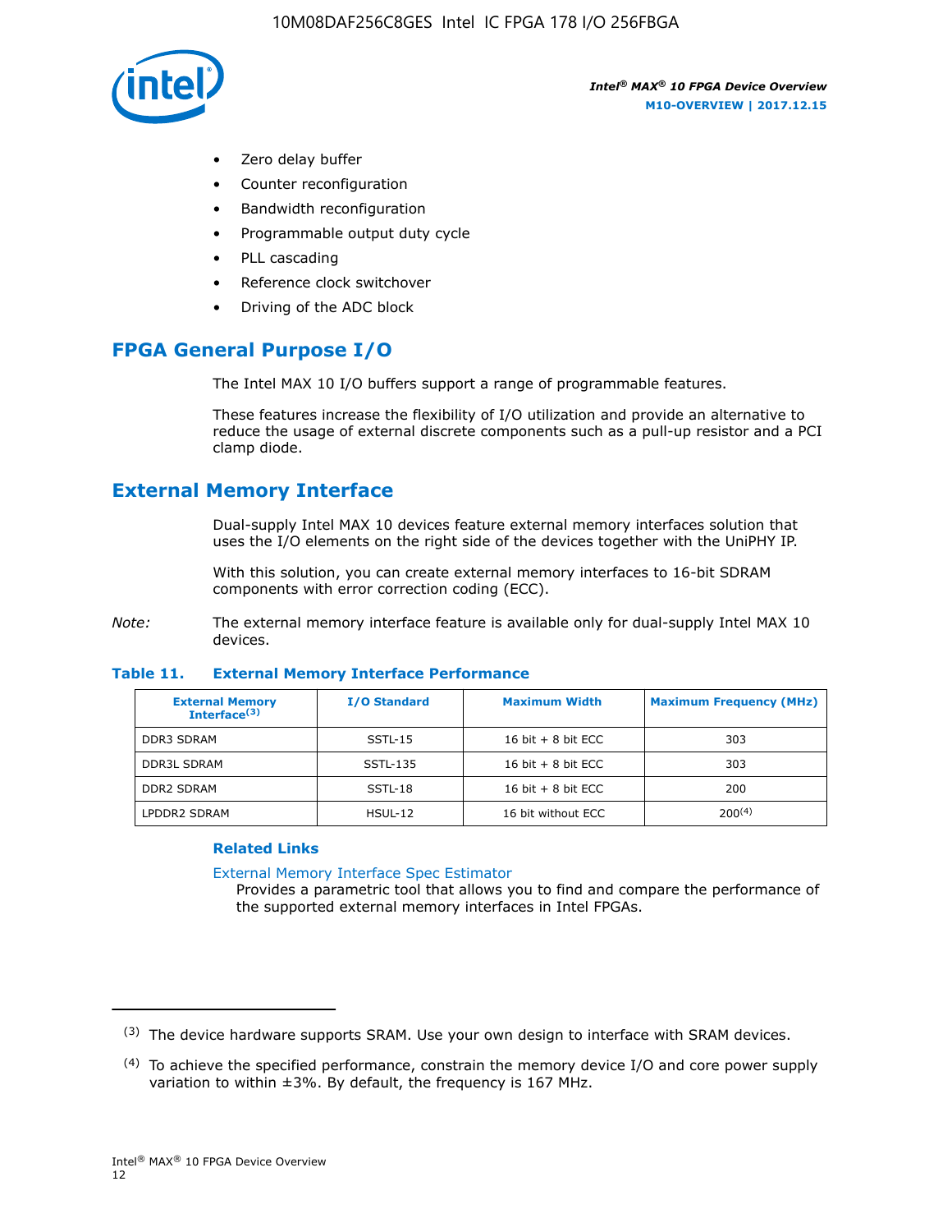- Zero delay buffer
- Counter reconfiguration
- Bandwidth reconfiguration
- Programmable output duty cycle
- PLL cascading
- Reference clock switchover
- Driving of the ADC block

## FPGA General Purpose I/O

The Intel MAX 10 I/O buffers support a range of programmable features.

These features increase the flexibility of I/O utilization and provide an alternative to reduce the usage of external discrete components such as a pull-up resistor and a PCI clamp diode.

## External Memory Interface

Dual-supply Intel MAX 10 devices feature external memory interfaces solution that uses the I/O elements on the right side of the devices together with the UniPHY IP.

With this solution, you can create external memory interfaces to 16-bit SDRAM components with error correction coding (ECC).

*Note:* The external memory interface feature is available only for dual-supply Intel MAX 10 devices.

**Table 11. External Memory Interface Performance**

| External Memory Interface(3) | I/O Standard | Maximum Width | Maximum Frequency (MHz) |
|---|---|---|---|
| DDR3 SDRAM | SSTL-15 | 16 bit + 8 bit ECC | 303 |
| DDR3L SDRAM | SSTL-135 | 16 bit + 8 bit ECC | 303 |
| DDR2 SDRAM | SSTL-18 | 16 bit + 8 bit ECC | 200 |
| LPDDR2 SDRAM | HSUL-12 | 16 bit without ECC | 200(4) |

### Related Links

External Memory Interface Spec Estimator
Provides a parametric tool that allows you to find and compare the performance of the supported external memory interfaces in Intel FPGAs.

(3) The device hardware supports SRAM. Use your own design to interface with SRAM devices.

(4) To achieve the specified performance, constrain the memory device I/O and core power supply variation to within ±3%. By default, the frequency is 167 MHz.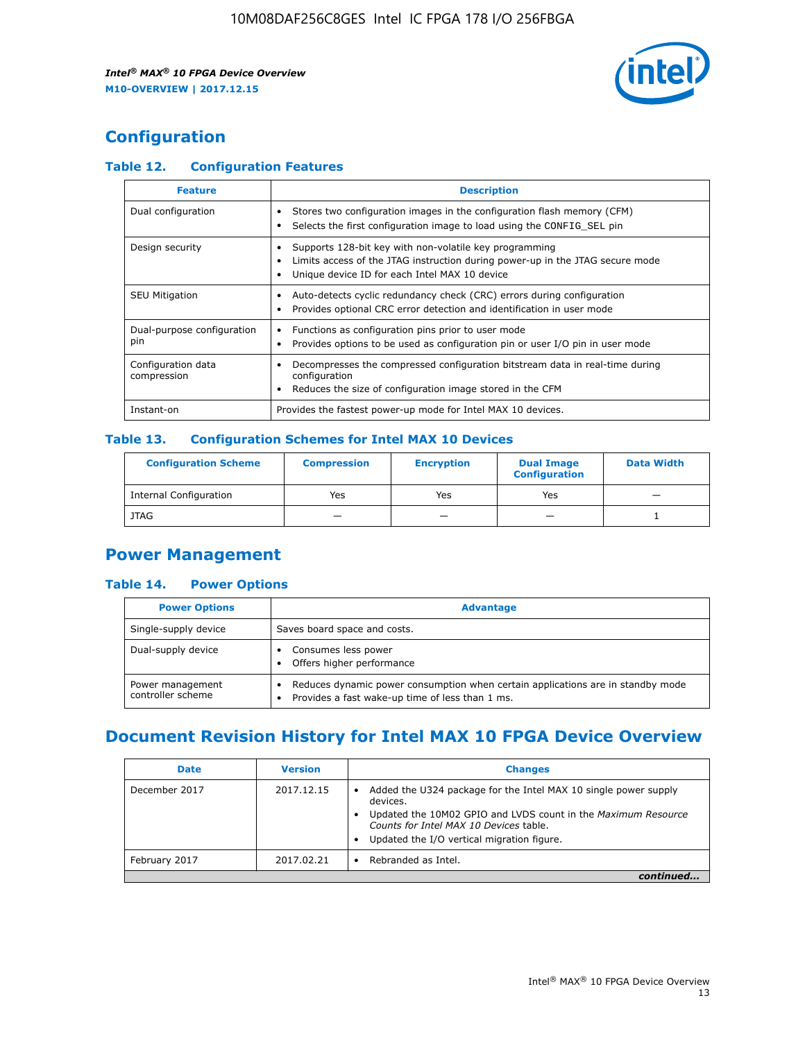## Configuration

### Table 12. Configuration Features

| Feature | Description |
|---|---|
| Dual configuration | • Stores two configuration images in the configuration flash memory (CFM)<br>• Selects the first configuration image to load using the CONFIG_SEL pin |
| Design security | • Supports 128-bit key with non-volatile key programming<br>• Limits access of the JTAG instruction during power-up in the JTAG secure mode<br>• Unique device ID for each Intel MAX 10 device |
| SEU Mitigation | • Auto-detects cyclic redundancy check (CRC) errors during configuration<br>• Provides optional CRC error detection and identification in user mode |
| Dual-purpose configuration pin | • Functions as configuration pins prior to user mode<br>• Provides options to be used as configuration pin or user I/O pin in user mode |
| Configuration data compression | • Decompresses the compressed configuration bitstream data in real-time during configuration<br>• Reduces the size of configuration image stored in the CFM |
| Instant-on | Provides the fastest power-up mode for Intel MAX 10 devices. |

### Table 13. Configuration Schemes for Intel MAX 10 Devices

| Configuration Scheme | Compression | Encryption | Dual Image Configuration | Data Width |
|---|---|---|---|---|
| Internal Configuration | Yes | Yes | Yes | — |
| JTAG | — | — | — | 1 |

## Power Management

### Table 14. Power Options

| Power Options | Advantage |
|---|---|
| Single-supply device | Saves board space and costs. |
| Dual-supply device | • Consumes less power<br>• Offers higher performance |
| Power management controller scheme | • Reduces dynamic power consumption when certain applications are in standby mode<br>• Provides a fast wake-up time of less than 1 ms. |

## Document Revision History for Intel MAX 10 FPGA Device Overview

| Date | Version | Changes |
|---|---|---|
| December 2017 | 2017.12.15 | • Added the U324 package for the Intel MAX 10 single power supply devices.<br>• Updated the 10M02 GPIO and LVDS count in the *Maximum Resource Counts for Intel MAX 10 Devices* table.<br>• Updated the I/O vertical migration figure. |
| February 2017 | 2017.02.21 | • Rebranded as Intel. |

*continued...*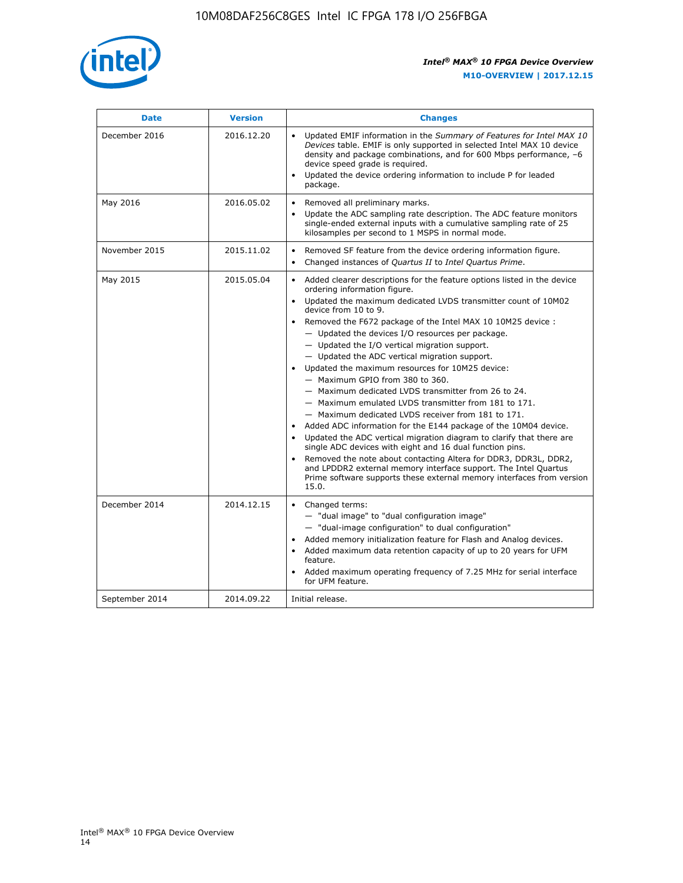| Date | Version | Changes |
| --- | --- | --- |
| December 2016 | 2016.12.20 | • Updated EMIF information in the *Summary of Features for Intel MAX 10 Devices* table. EMIF is only supported in selected Intel MAX 10 device density and package combinations, and for 600 Mbps performance, –6 device speed grade is required.<br>• Updated the device ordering information to include P for leaded package. |
| May 2016 | 2016.05.02 | • Removed all preliminary marks.<br>• Update the ADC sampling rate description. The ADC feature monitors single-ended external inputs with a cumulative sampling rate of 25 kilosamples per second to 1 MSPS in normal mode. |
| November 2015 | 2015.11.02 | • Removed SF feature from the device ordering information figure.<br>• Changed instances of *Quartus II* to *Intel Quartus Prime*. |
| May 2015 | 2015.05.04 | • Added clearer descriptions for the feature options listed in the device ordering information figure.<br>• Updated the maximum dedicated LVDS transmitter count of 10M02 device from 10 to 9.<br>• Removed the F672 package of the Intel MAX 10 10M25 device :<br>  — Updated the devices I/O resources per package.<br>  — Updated the I/O vertical migration support.<br>  — Updated the ADC vertical migration support.<br>• Updated the maximum resources for 10M25 device:<br>  — Maximum GPIO from 380 to 360.<br>  — Maximum dedicated LVDS transmitter from 26 to 24.<br>  — Maximum emulated LVDS transmitter from 181 to 171.<br>  — Maximum dedicated LVDS receiver from 181 to 171.<br>• Added ADC information for the E144 package of the 10M04 device.<br>• Updated the ADC vertical migration diagram to clarify that there are single ADC devices with eight and 16 dual function pins.<br>• Removed the note about contacting Altera for DDR3, DDR3L, DDR2, and LPDDR2 external memory interface support. The Intel Quartus Prime software supports these external memory interfaces from version 15.0. |
| December 2014 | 2014.12.15 | • Changed terms:<br>  — "dual image" to "dual configuration image"<br>  — "dual-image configuration" to dual configuration"<br>• Added memory initialization feature for Flash and Analog devices.<br>• Added maximum data retention capacity of up to 20 years for UFM feature.<br>• Added maximum operating frequency of 7.25 MHz for serial interface for UFM feature. |
| September 2014 | 2014.09.22 | Initial release. |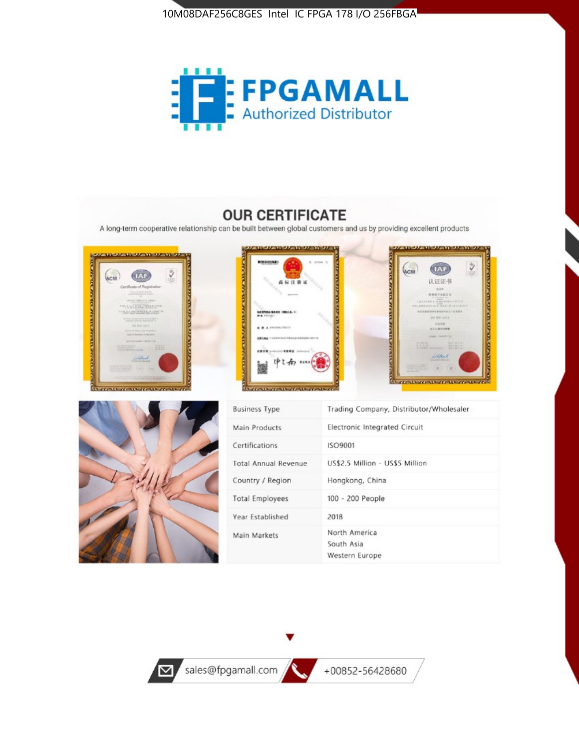FPGAMALL
Authorized Distributor

## OUR CERTIFICATE

A long-term cooperative relationship can be built between global customers and us by providing excellent products

| | |
|---|---|
| Business Type | Trading Company, Distributor/Wholesaler |
| Main Products | Electronic Integrated Circuit |
| Certifications | ISO9001 |
| Total Annual Revenue | US$2.5 Million - US$5 Million |
| Country / Region | Hongkong, China |
| Total Employees | 100 - 200 People |
| Year Established | 2018 |
| Main Markets | North America<br>South Asia<br>Western Europe |

sales@fpgamall.com

+00852-56428680